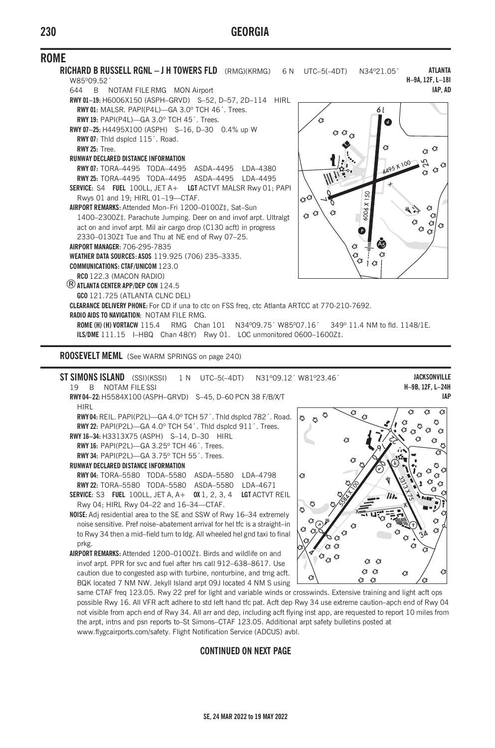## ROME

**RICHARD B RUSSELL RGNL – J H TOWERS FLD** (RMG)(KRMG) 6 N UTC–5(–4DT) N34°21.05´ W85°09.52´ **ATLANTA H–9A, 12F, L–18I IAP, AD**

644 B NOTAM FILE RMG MON Airport

**RWY 01–19:** H6006X150 (ASPH–GRVD) S–52, D–57, 2D–114 HIRL

**RWY 01:** MALSR. PAPI(P4L)—GA 3.0° TCH 46´. Trees.

**RWY 19:** PAPI(P4L)—GA 3.0° TCH 45´. Trees.

**RWY 07–25:** H4495X100 (ASPH) S–16, D–30 0.4% up W

**RWY 07:** Thld dsplcd 115´. Road.

**RWY 25:** Tree.

**RUNWAY DECLARED DISTANCE INFORMATION**

**RWY 07:** TORA–4495 TODA–4495 ASDA–4495 LDA–4380

**RWY 25:** TORA–4495 TODA–4495 ASDA–4495 LDA–4495

**SERVICE:** S4 **FUEL** 100LL, JET A+ **LGT** ACTVT MALSR Rwy 01; PAPI Rwys 01 and 19; HIRL 01–19—CTAF.

**AIRPORT REMARKS:** Attended Mon–Fri 1200–0100Z‡, Sat–Sun 1400–2300Z‡. Parachute Jumping. Deer on and invof arpt. Ultralgt act on and invof arpt. Mil air cargo drop (C130 acft) in progress 2330–0130Z‡ Tue and Thu at NE end of Rwy 07–25.

**AIRPORT MANAGER:** 706-295-7835

**WEATHER DATA SOURCES: ASOS** 119.925 (706) 235–3335.

**COMMUNICATIONS: CTAF/UNICOM** 123.0

**RCO** 122.3 (MACON RADIO)

® **ATLANTA CENTER APP/DEP CON** 124.5

**GCO** 121.725 (ATLANTA CLNC DEL)

**CLEARANCE DELIVERY PHONE:** For CD if una to ctc on FSS freq, ctc Atlanta ARTCC at 770-210-7692.

**RADIO AIDS TO NAVIGATION:** NOTAM FILE RMG.

**ROME (H) (H) VORTACW** 115.4 RMG Chan 101 N34°09.75´ W85°07.16´ 349° 11.4 NM to fld. 1148/1E.

**ILS/DME** 111.15 I–HBQ Chan 48(Y) Rwy 01. LOC unmonitored 0600–1600Z‡.

**ROOSEVELT MEML** (See WARM SPRINGS on page 240)

**ST SIMONS ISLAND** (SSI)(KSSI) 1 N UTC–5(–4DT) N31°09.12´ W81°23.46´ **JACKSONVILLE H–9B, 12F, L–24H IAP**

19 B NOTAM FILE SSI

**RWY 04–22:** H5584X100 (ASPH–GRVD) S–45, D–60 PCN 38 F/B/X/T HIRL

**RWY 04:** REIL. PAPI(P2L)—GA 4.0° TCH 57´. Thld dsplcd 782´. Road.

**RWY 22:** PAPI(P2L)—GA 4.0° TCH 54´. Thld dsplcd 911´. Trees.

**RWY 16–34:** H3313X75 (ASPH) S–14, D–30 HIRL

**RWY 16:** PAPI(P2L)—GA 3.25° TCH 46´. Trees.

**RWY 34:** PAPI(P2L)—GA 3.75° TCH 55´. Trees.

**RUNWAY DECLARED DISTANCE INFORMATION**

**RWY 04:** TORA–5580 TODA–5580 ASDA–5580 LDA–4798

**RWY 22:** TORA–5580 TODA–5580 ASDA–5580 LDA–4671

**SERVICE:** S3 **FUEL** 100LL, JET A, A+ **OX** 1, 2, 3, 4 **LGT** ACTVT REIL Rwy 04; HIRL Rwy 04–22 and 16–34—CTAF.

**NOISE:** Adj residential area to the SE and SSW of Rwy 16–34 extremely noise sensitive. Pref noise–abatement arrival for hel tfc is a straight–in to Rwy 34 then a mid–field turn to ldg. All wheeled hel gnd taxi to final prkg.

**AIRPORT REMARKS:** Attended 1200–0100Z‡. Birds and wildlife on and invof arpt. PPR for svc and fuel after hrs call 912–638–8617. Use caution due to congested asp with turbine, nonturbine, and trng acft. BQK located 7 NM NW. Jekyll Island arpt 09J located 4 NM S using same CTAF freq 123.05. Rwy 22 pref for light and variable winds or crosswinds. Extensive training and light acft ops possible Rwy 16. All VFR acft adhere to std left hand tfc pat. Acft dep Rwy 34 use extreme caution–apch end of Rwy 04 not visible from apch end of Rwy 34. All arr and dep, including acft flying inst app, are requested to report 10 miles from the arpt, intns and psn reports to–St Simons–CTAF 123.05. Additional arpt safety bulletins posted at www.flygcairports.com/safety. Flight Notification Service (ADCUS) avbl.

**CONTINUED ON NEXT PAGE**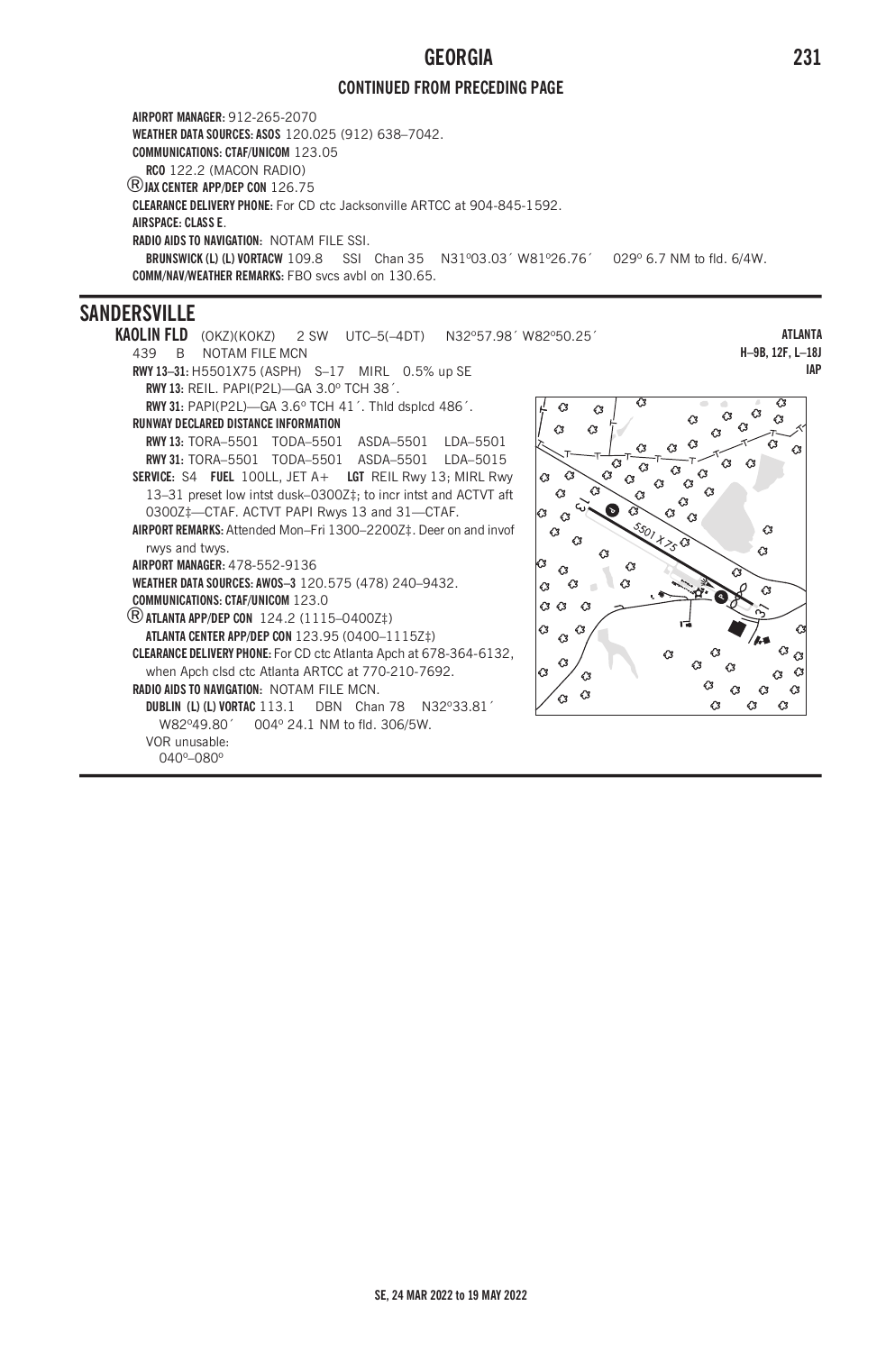**CONTINUED FROM PRECEDING PAGE**

**AIRPORT MANAGER:** 912-265-2070
**WEATHER DATA SOURCES: ASOS** 120.025 (912) 638–7042.
**COMMUNICATIONS: CTAF/UNICOM** 123.05
**RCO** 122.2 (MACON RADIO)
Ⓡ **JAX CENTER APP/DEP CON** 126.75
**CLEARANCE DELIVERY PHONE:** For CD ctc Jacksonville ARTCC at 904-845-1592.
**AIRSPACE: CLASS E**.
**RADIO AIDS TO NAVIGATION:** NOTAM FILE SSI.
**BRUNSWICK (L) (L) VORTACW** 109.8 SSI Chan 35 N31°03.03´ W81°26.76´ 029° 6.7 NM to fld. 6/4W.
**COMM/NAV/WEATHER REMARKS:** FBO svcs avbl on 130.65.

## SANDERSVILLE

**KAOLIN FLD** (OKZ)(KOKZ) 2 SW UTC–5(–4DT) N32°57.98´ W82°50.25´ **ATLANTA**
439 B NOTAM FILE MCN **H–9B, 12F, L–18J**
**IAP**
**RWY 13–31:** H5501X75 (ASPH) S–17 MIRL 0.5% up SE
**RWY 13:** REIL. PAPI(P2L)—GA 3.0° TCH 38´.
**RWY 31:** PAPI(P2L)—GA 3.6° TCH 41´. Thld dsplcd 486´.
**RUNWAY DECLARED DISTANCE INFORMATION**
**RWY 13:** TORA–5501 TODA–5501 ASDA–5501 LDA–5501
**RWY 31:** TORA–5501 TODA–5501 ASDA–5501 LDA–5015
**SERVICE:** S4 **FUEL** 100LL, JET A+ **LGT** REIL Rwy 13; MIRL Rwy 13–31 preset low intst dusk–0300Z‡; to incr intst and ACTVT aft 0300Z‡—CTAF. ACTVT PAPI Rwys 13 and 31—CTAF.
**AIRPORT REMARKS:** Attended Mon–Fri 1300–2200Z‡. Deer on and invof rwys and twys.
**AIRPORT MANAGER:** 478-552-9136
**WEATHER DATA SOURCES: AWOS–3** 120.575 (478) 240–9432.
**COMMUNICATIONS: CTAF/UNICOM** 123.0
Ⓡ **ATLANTA APP/DEP CON** 124.2 (1115–0400Z‡)
**ATLANTA CENTER APP/DEP CON** 123.95 (0400–1115Z‡)
**CLEARANCE DELIVERY PHONE:** For CD ctc Atlanta Apch at 678-364-6132, when Apch clsd ctc Atlanta ARTCC at 770-210-7692.
**RADIO AIDS TO NAVIGATION:** NOTAM FILE MCN.
**DUBLIN (L) (L) VORTAC** 113.1 DBN Chan 78 N32°33.81´ W82°49.80´ 004° 24.1 NM to fld. 306/5W.
VOR unusable:
040°–080°

13
5501 X 75
31